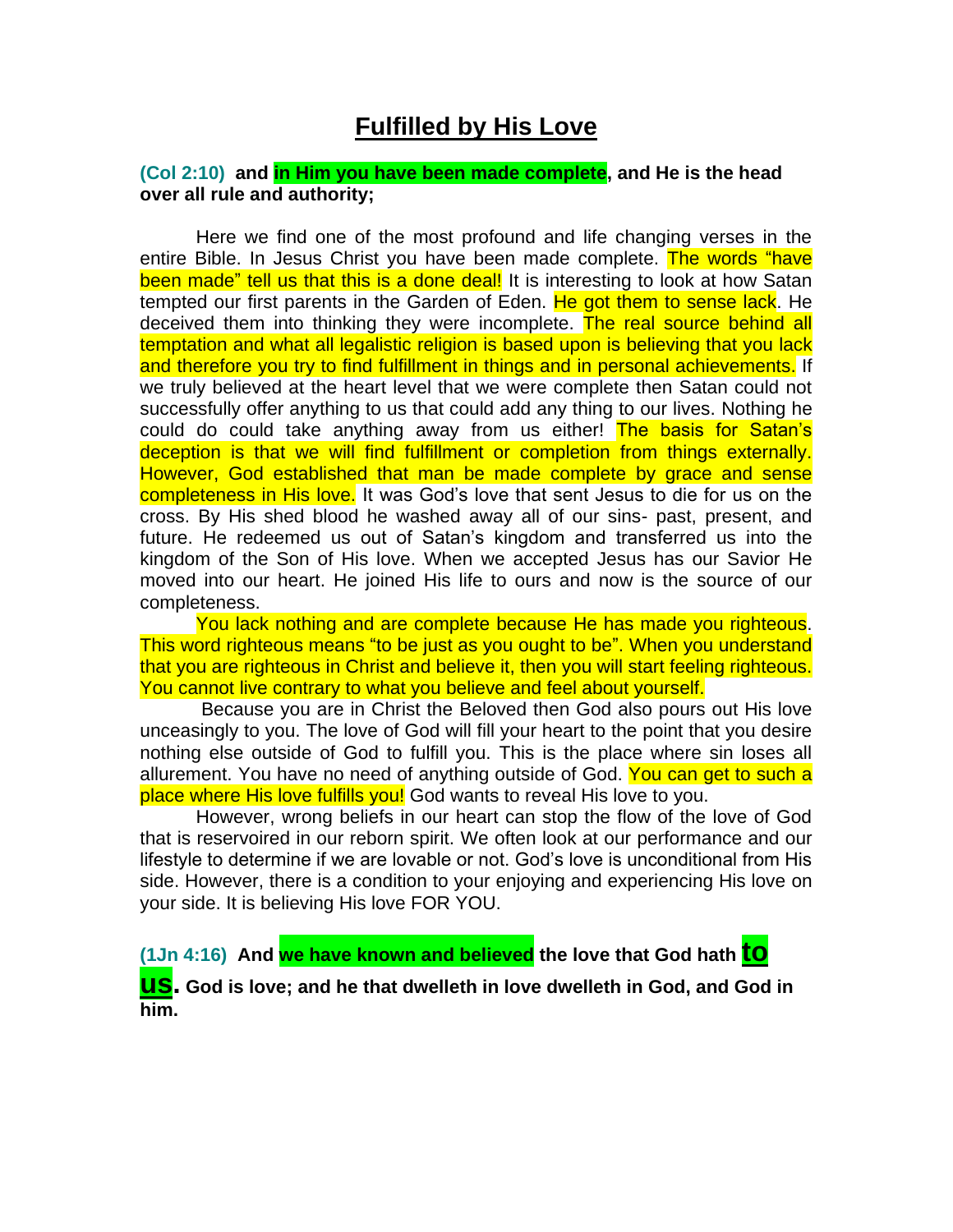# Fulfilled by His Love

**(Col 2:10) and in Him you have been made complete, and He is the head over all rule and authority;**

Here we find one of the most profound and life changing verses in the entire Bible. In Jesus Christ you have been made complete. The words "have been made" tell us that this is a done deal! It is interesting to look at how Satan tempted our first parents in the Garden of Eden. He got them to sense lack. He deceived them into thinking they were incomplete. The real source behind all temptation and what all legalistic religion is based upon is believing that you lack and therefore you try to find fulfillment in things and in personal achievements. If we truly believed at the heart level that we were complete then Satan could not successfully offer anything to us that could add any thing to our lives. Nothing he could do could take anything away from us either! The basis for Satan's deception is that we will find fulfillment or completion from things externally. However, God established that man be made complete by grace and sense completeness in His love. It was God's love that sent Jesus to die for us on the cross. By His shed blood he washed away all of our sins- past, present, and future. He redeemed us out of Satan's kingdom and transferred us into the kingdom of the Son of His love. When we accepted Jesus has our Savior He moved into our heart. He joined His life to ours and now is the source of our completeness.

You lack nothing and are complete because He has made you righteous. This word righteous means "to be just as you ought to be". When you understand that you are righteous in Christ and believe it, then you will start feeling righteous. You cannot live contrary to what you believe and feel about yourself.

Because you are in Christ the Beloved then God also pours out His love unceasingly to you. The love of God will fill your heart to the point that you desire nothing else outside of God to fulfill you. This is the place where sin loses all allurement. You have no need of anything outside of God. You can get to such a place where His love fulfills you! God wants to reveal His love to you.

However, wrong beliefs in our heart can stop the flow of the love of God that is reservoired in our reborn spirit. We often look at our performance and our lifestyle to determine if we are lovable or not. God's love is unconditional from His side. However, there is a condition to your enjoying and experiencing His love on your side. It is believing His love FOR YOU.

**(1Jn 4:16) And we have known and believed the love that God hath to us. God is love; and he that dwelleth in love dwelleth in God, and God in him.**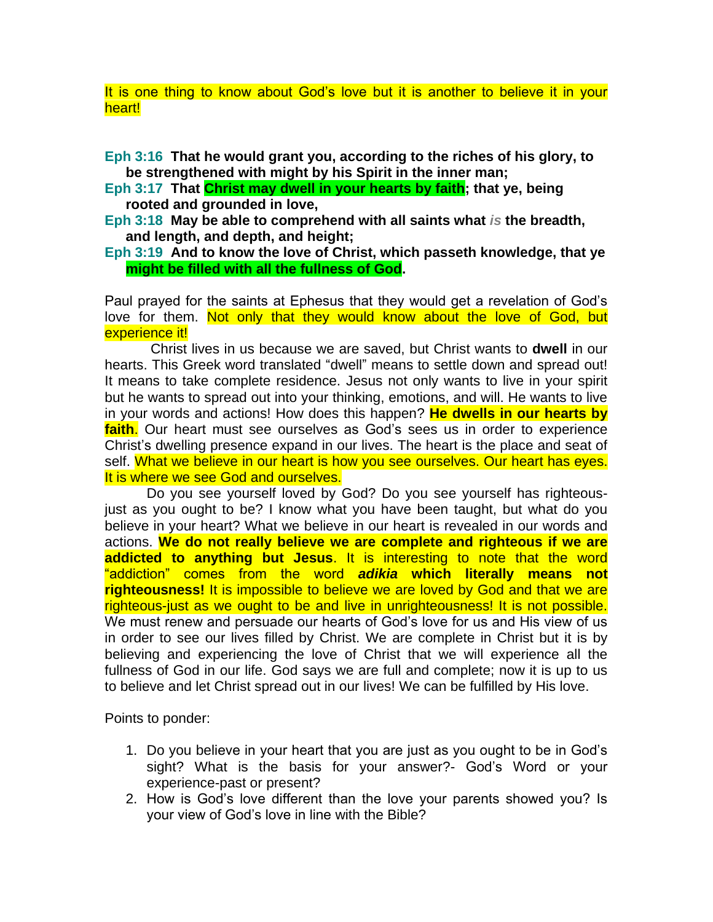It is one thing to know about God's love but it is another to believe it in your heart!

**Eph 3:16 That he would grant you, according to the riches of his glory, to be strengthened with might by his Spirit in the inner man;**
**Eph 3:17 That Christ may dwell in your hearts by faith; that ye, being rooted and grounded in love,**
**Eph 3:18 May be able to comprehend with all saints what *is* the breadth, and length, and depth, and height;**
**Eph 3:19 And to know the love of Christ, which passeth knowledge, that ye might be filled with all the fullness of God.**

Paul prayed for the saints at Ephesus that they would get a revelation of God's love for them. Not only that they would know about the love of God, but experience it!

Christ lives in us because we are saved, but Christ wants to **dwell** in our hearts. This Greek word translated "dwell" means to settle down and spread out! It means to take complete residence. Jesus not only wants to live in your spirit but he wants to spread out into your thinking, emotions, and will. He wants to live in your words and actions! How does this happen? **He dwells in our hearts by faith**. Our heart must see ourselves as God's sees us in order to experience Christ's dwelling presence expand in our lives. The heart is the place and seat of self. What we believe in our heart is how you see ourselves. Our heart has eyes. It is where we see God and ourselves.

Do you see yourself loved by God? Do you see yourself has righteous-just as you ought to be? I know what you have been taught, but what do you believe in your heart? What we believe in our heart is revealed in our words and actions. **We do not really believe we are complete and righteous if we are addicted to anything but Jesus**. It is interesting to note that the word "addiction" comes from the word ***adikia*** **which literally means not righteousness!** It is impossible to believe we are loved by God and that we are righteous-just as we ought to be and live in unrighteousness! It is not possible. We must renew and persuade our hearts of God's love for us and His view of us in order to see our lives filled by Christ. We are complete in Christ but it is by believing and experiencing the love of Christ that we will experience all the fullness of God in our life. God says we are full and complete; now it is up to us to believe and let Christ spread out in our lives! We can be fulfilled by His love.

Points to ponder:

1. Do you believe in your heart that you are just as you ought to be in God's sight? What is the basis for your answer?- God's Word or your experience-past or present?
2. How is God's love different than the love your parents showed you? Is your view of God's love in line with the Bible?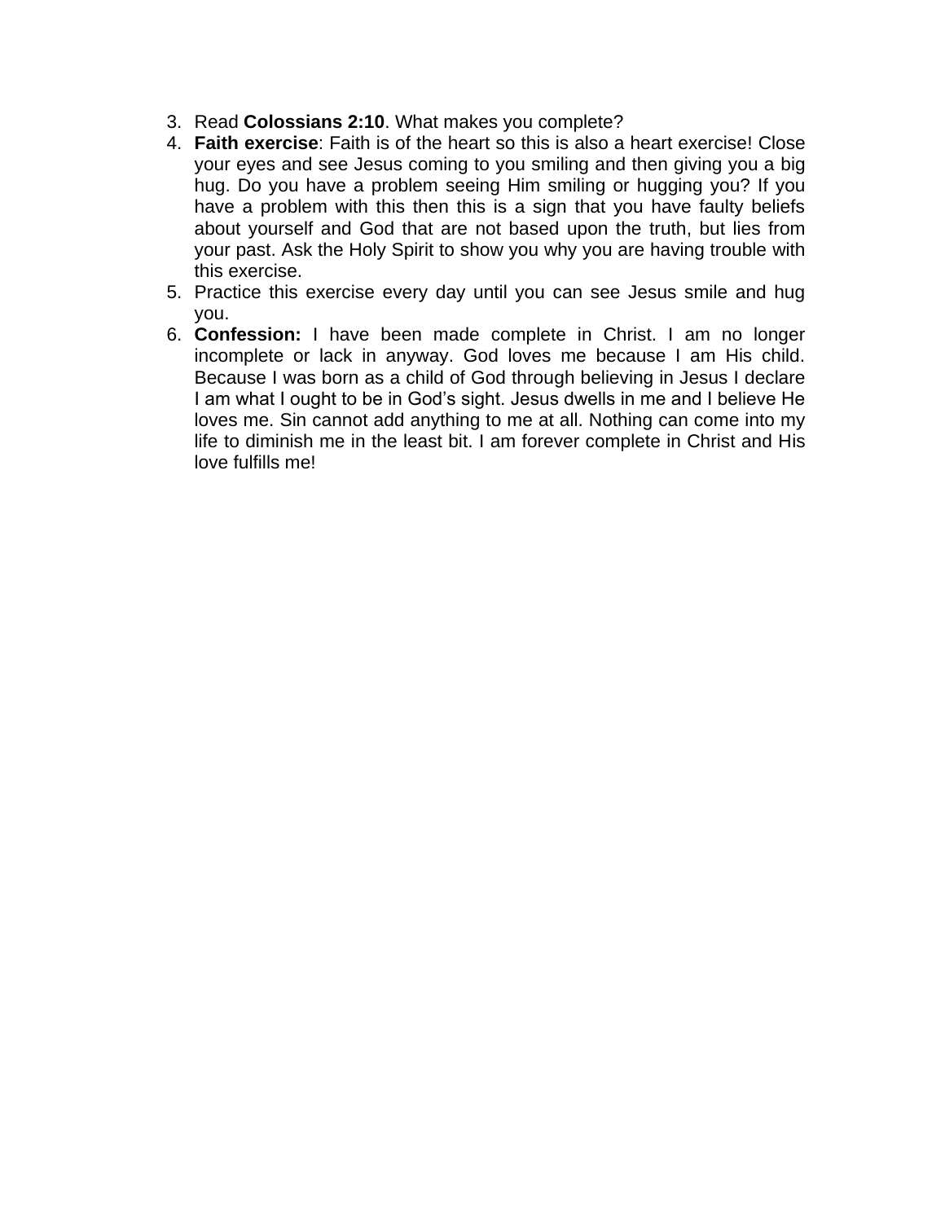3. Read **Colossians 2:10**. What makes you complete?
4. **Faith exercise**: Faith is of the heart so this is also a heart exercise! Close your eyes and see Jesus coming to you smiling and then giving you a big hug. Do you have a problem seeing Him smiling or hugging you? If you have a problem with this then this is a sign that you have faulty beliefs about yourself and God that are not based upon the truth, but lies from your past. Ask the Holy Spirit to show you why you are having trouble with this exercise.
5. Practice this exercise every day until you can see Jesus smile and hug you.
6. **Confession:** I have been made complete in Christ. I am no longer incomplete or lack in anyway. God loves me because I am His child. Because I was born as a child of God through believing in Jesus I declare I am what I ought to be in God's sight. Jesus dwells in me and I believe He loves me. Sin cannot add anything to me at all. Nothing can come into my life to diminish me in the least bit. I am forever complete in Christ and His love fulfills me!